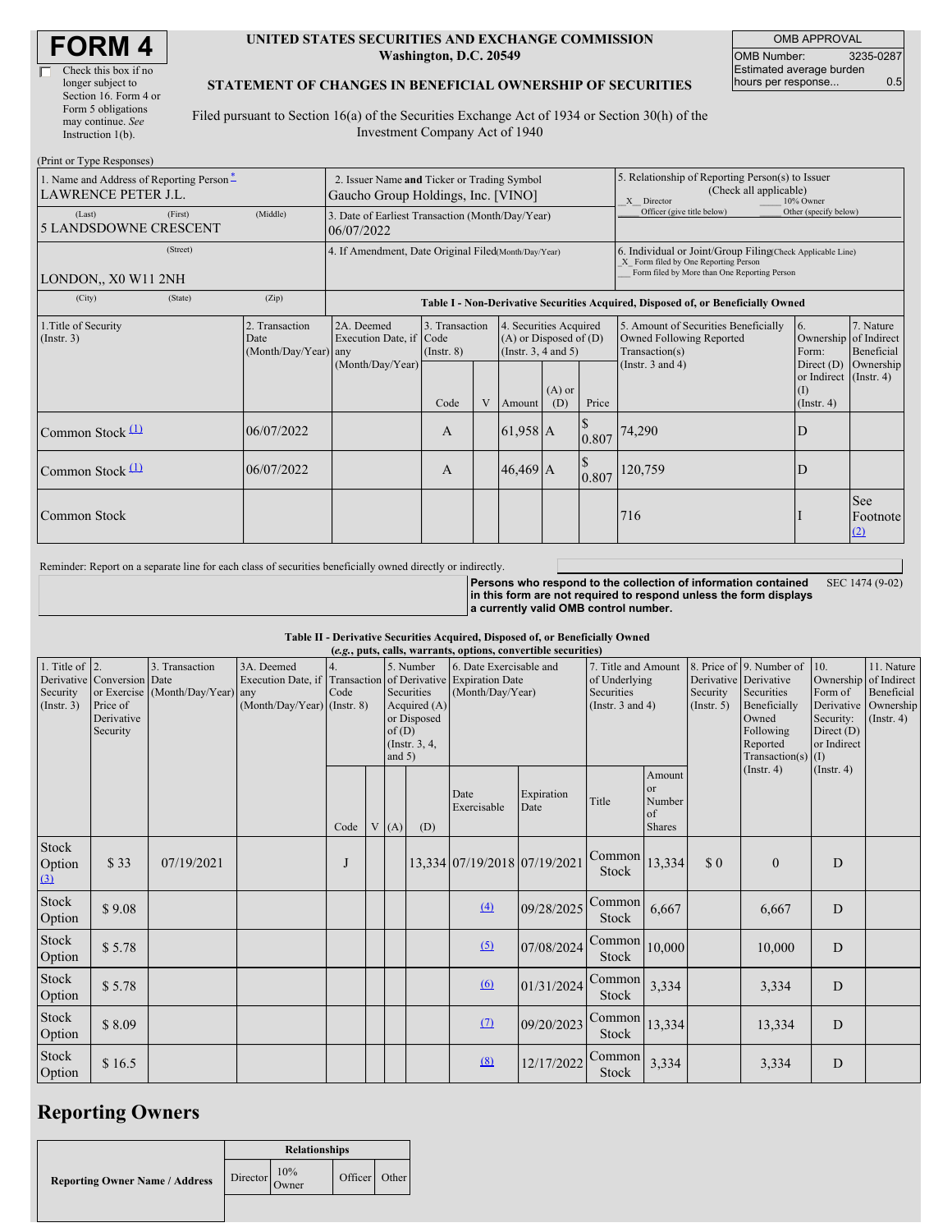# FORM 4

☐ Check this box if no longer subject to Section 16. Form 4 or Form 5 obligations may continue. *See* Instruction 1(b).

**UNITED STATES SECURITIES AND EXCHANGE COMMISSION**
**Washington, D.C. 20549**

**STATEMENT OF CHANGES IN BENEFICIAL OWNERSHIP OF SECURITIES**

Filed pursuant to Section 16(a) of the Securities Exchange Act of 1934 or Section 30(h) of the Investment Company Act of 1940

| OMB APPROVAL | |
|---|---|
| OMB Number: | 3235-0287 |
| Estimated average burden hours per response... | 0.5 |

(Print or Type Responses)

| | | |
|---|---|---|
| 1. Name and Address of Reporting Person * <br> LAWRENCE PETER J.L. <br> (Last) (First) (Middle) <br> 5 LANDSDOWNE CRESCENT <br> (Street) <br> LONDON,, X0 W11 2NH <br> (City) (State) (Zip) | 2. Issuer Name **and** Ticker or Trading Symbol <br> Gaucho Group Holdings, Inc. [VINO] <br><br> 3. Date of Earliest Transaction (Month/Day/Year) <br> 06/07/2022 <br><br> 4. If Amendment, Date Original Filed (Month/Day/Year) | 5. Relationship of Reporting Person(s) to Issuer (Check all applicable) <br> _X_ Director ___ 10% Owner <br> ___ Officer (give title below) ___ Other (specify below) <br><br> 6. Individual or Joint/Group Filing (Check Applicable Line) <br> _X_ Form filed by One Reporting Person <br> ___ Form filed by More than One Reporting Person |

**Table I - Non-Derivative Securities Acquired, Disposed of, or Beneficially Owned**

| 1.Title of Security (Instr. 3) | 2. Transaction Date (Month/Day/Year) | 2A. Deemed Execution Date, if any (Month/Day/Year) | 3. Transaction Code (Instr. 8) Code | V | 4. Securities Acquired (A) or Disposed of (D) (Instr. 3, 4 and 5) Amount | (A) or (D) | Price | 5. Amount of Securities Beneficially Owned Following Reported Transaction(s) (Instr. 3 and 4) | 6. Ownership Form: Direct (D) or Indirect (I) (Instr. 4) | 7. Nature of Indirect Beneficial Ownership (Instr. 4) |
|---|---|---|---|---|---|---|---|---|---|---|
| Common Stock (1) | 06/07/2022 | | A | | 61,958 | A | $ 0.807 | 74,290 | D | |
| Common Stock (1) | 06/07/2022 | | A | | 46,469 | A | $ 0.807 | 120,759 | D | |
| Common Stock | | | | | | | | 716 | I | See Footnote (2) |

Reminder: Report on a separate line for each class of securities beneficially owned directly or indirectly.

**Persons who respond to the collection of information contained in this form are not required to respond unless the form displays a currently valid OMB control number.** SEC 1474 (9-02)

**Table II - Derivative Securities Acquired, Disposed of, or Beneficially Owned**
**(*e.g.*, puts, calls, warrants, options, convertible securities)**

| 1. Title of Derivative Security (Instr. 3) | 2. Conversion or Exercise Price of Derivative Security | 3. Transaction Date (Month/Day/Year) | 3A. Deemed Execution Date, if any (Month/Day/Year) | 4. Transaction Code (Instr. 8) Code | V | 5. Number of Derivative Securities Acquired (A) or Disposed of (D) (Instr. 3, 4, and 5) (A) | (D) | 6. Date Exercisable and Expiration Date (Month/Day/Year) Date Exercisable | Expiration Date | 7. Title and Amount of Underlying Securities (Instr. 3 and 4) Title | Amount or Number of Shares | 8. Price of Derivative Security (Instr. 5) | 9. Number of Derivative Securities Beneficially Owned Following Reported Transaction(s) (Instr. 4) | 10. Ownership Form of Derivative Security: Direct (D) or Indirect (I) (Instr. 4) | 11. Nature of Indirect Beneficial Ownership (Instr. 4) |
|---|---|---|---|---|---|---|---|---|---|---|---|---|---|---|---|
| Stock Option (3) | $ 33 | 07/19/2021 | | J | | | 13,334 | 07/19/2018 | 07/19/2021 | Common Stock | 13,334 | $ 0 | 0 | D | |
| Stock Option | $ 9.08 | | | | | | | (4) | 09/28/2025 | Common Stock | 6,667 | | 6,667 | D | |
| Stock Option | $ 5.78 | | | | | | | (5) | 07/08/2024 | Common Stock | 10,000 | | 10,000 | D | |
| Stock Option | $ 5.78 | | | | | | | (6) | 01/31/2024 | Common Stock | 3,334 | | 3,334 | D | |
| Stock Option | $ 8.09 | | | | | | | (7) | 09/20/2023 | Common Stock | 13,334 | | 13,334 | D | |
| Stock Option | $ 16.5 | | | | | | | (8) | 12/17/2022 | Common Stock | 3,334 | | 3,334 | D | |

## Reporting Owners

| Reporting Owner Name / Address | Relationships | | | |
|---|---|---|---|---|
| | Director | 10% Owner | Officer | Other |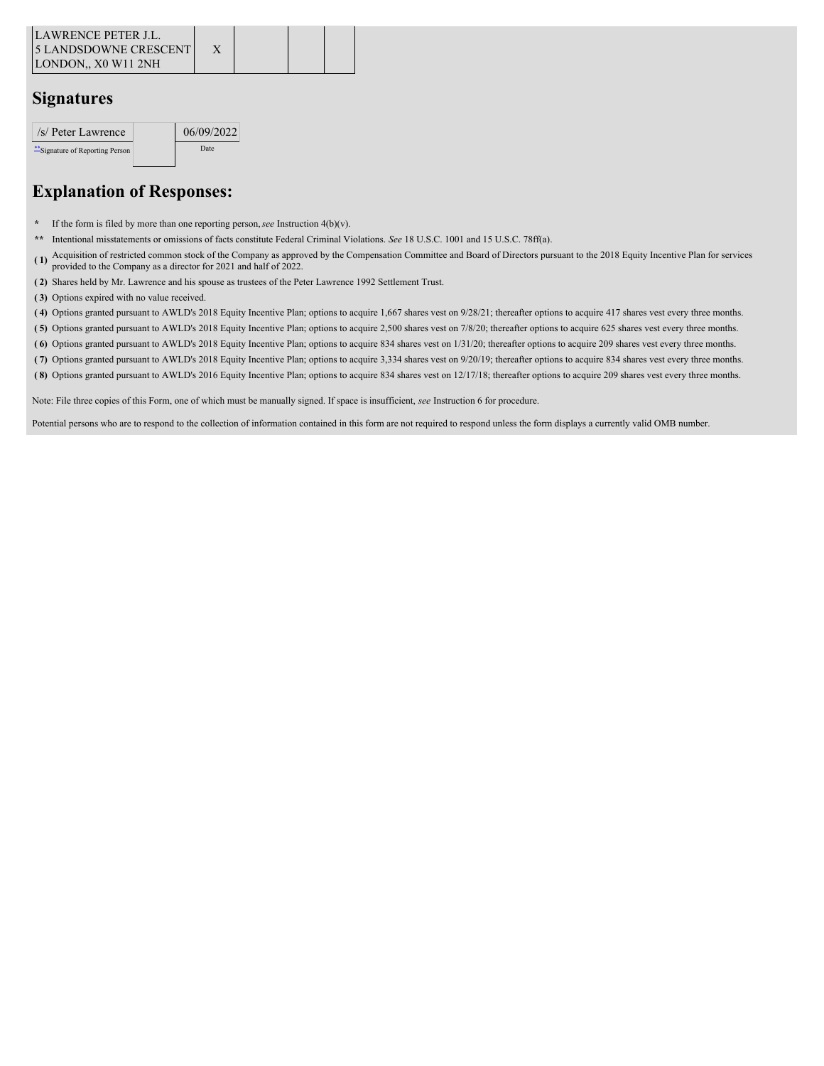| | | | | |
|---|---|---|---|---|
| LAWRENCE PETER J.L.<br>5 LANDSDOWNE CRESCENT<br>LONDON,, X0 W11 2NH | X | | | |

## Signatures

| | | |
|---|---|---|
| /s/ Peter Lawrence | | 06/09/2022 |
| **Signature of Reporting Person | | Date |

## Explanation of Responses:

\* If the form is filed by more than one reporting person, *see* Instruction 4(b)(v).

** Intentional misstatements or omissions of facts constitute Federal Criminal Violations. *See* 18 U.S.C. 1001 and 15 U.S.C. 78ff(a).

( 1) Acquisition of restricted common stock of the Company as approved by the Compensation Committee and Board of Directors pursuant to the 2018 Equity Incentive Plan for services provided to the Company as a director for 2021 and half of 2022.

( 2) Shares held by Mr. Lawrence and his spouse as trustees of the Peter Lawrence 1992 Settlement Trust.

( 3) Options expired with no value received.

( 4) Options granted pursuant to AWLD's 2018 Equity Incentive Plan; options to acquire 1,667 shares vest on 9/28/21; thereafter options to acquire 417 shares vest every three months.

( 5) Options granted pursuant to AWLD's 2018 Equity Incentive Plan; options to acquire 2,500 shares vest on 7/8/20; thereafter options to acquire 625 shares vest every three months.

( 6) Options granted pursuant to AWLD's 2018 Equity Incentive Plan; options to acquire 834 shares vest on 1/31/20; thereafter options to acquire 209 shares vest every three months.

( 7) Options granted pursuant to AWLD's 2018 Equity Incentive Plan; options to acquire 3,334 shares vest on 9/20/19; thereafter options to acquire 834 shares vest every three months.

( 8) Options granted pursuant to AWLD's 2016 Equity Incentive Plan; options to acquire 834 shares vest on 12/17/18; thereafter options to acquire 209 shares vest every three months.

Note: File three copies of this Form, one of which must be manually signed. If space is insufficient, *see* Instruction 6 for procedure.

Potential persons who are to respond to the collection of information contained in this form are not required to respond unless the form displays a currently valid OMB number.